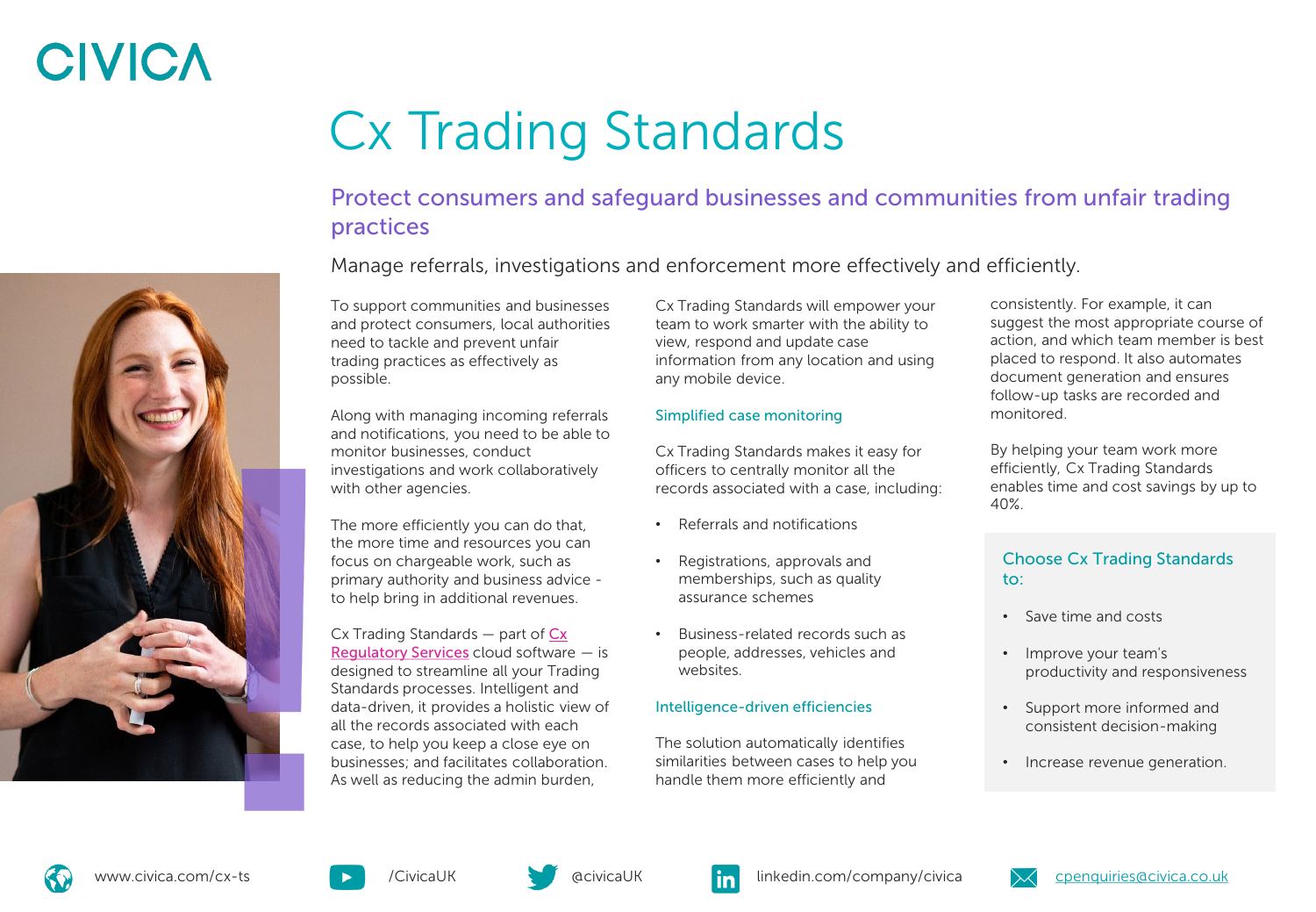CIVICA

# Cx Trading Standards

## Protect consumers and safeguard businesses and communities from unfair trading practices

Manage referrals, investigations and enforcement more effectively and efficiently.

To support communities and businesses and protect consumers, local authorities need to tackle and prevent unfair trading practices as effectively as possible.

Along with managing incoming referrals and notifications, you need to be able to monitor businesses, conduct investigations and work collaboratively with other agencies.

The more efficiently you can do that, the more time and resources you can focus on chargeable work, such as primary authority and business advice - to help bring in additional revenues.

Cx Trading Standards — part of [Cx Regulatory Services](Cx Regulatory Services) cloud software — is designed to streamline all your Trading Standards processes. Intelligent and data-driven, it provides a holistic view of all the records associated with each case, to help you keep a close eye on businesses; and facilitates collaboration. As well as reducing the admin burden, Cx Trading Standards will empower your team to work smarter with the ability to view, respond and update case information from any location and using any mobile device.

### Simplified case monitoring

Cx Trading Standards makes it easy for officers to centrally monitor all the records associated with a case, including:

- Referrals and notifications
- Registrations, approvals and memberships, such as quality assurance schemes
- Business-related records such as people, addresses, vehicles and websites.

### Intelligence-driven efficiencies

The solution automatically identifies similarities between cases to help you handle them more efficiently and consistently. For example, it can suggest the most appropriate course of action, and which team member is best placed to respond. It also automates document generation and ensures follow-up tasks are recorded and monitored.

By helping your team work more efficiently, Cx Trading Standards enables time and cost savings by up to 40%.

### Choose Cx Trading Standards to:

- Save time and costs
- Improve your team's productivity and responsiveness
- Support more informed and consistent decision-making
- Increase revenue generation.

www.civica.com/cx-ts | /CivicaUK | @civicaUK | linkedin.com/company/civica | cpenquiries@civica.co.uk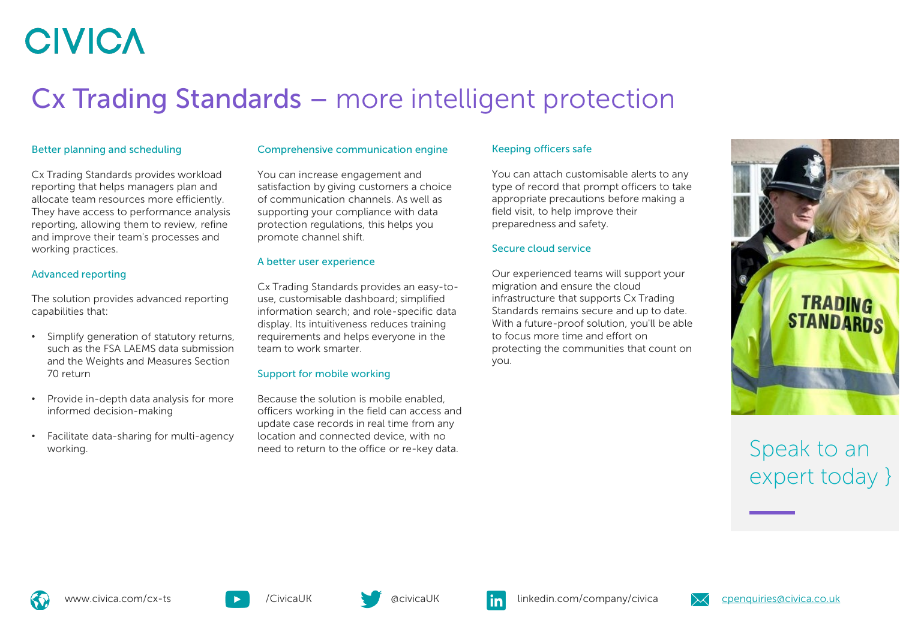CIVICA

# Cx Trading Standards – more intelligent protection

### Better planning and scheduling

Cx Trading Standards provides workload reporting that helps managers plan and allocate team resources more efficiently. They have access to performance analysis reporting, allowing them to review, refine and improve their team's processes and working practices.

### Advanced reporting

The solution provides advanced reporting capabilities that:

- Simplify generation of statutory returns, such as the FSA LAEMS data submission and the Weights and Measures Section 70 return
- Provide in-depth data analysis for more informed decision-making
- Facilitate data-sharing for multi-agency working.

### Comprehensive communication engine

You can increase engagement and satisfaction by giving customers a choice of communication channels. As well as supporting your compliance with data protection regulations, this helps you promote channel shift.

### A better user experience

Cx Trading Standards provides an easy-to-use, customisable dashboard; simplified information search; and role-specific data display. Its intuitiveness reduces training requirements and helps everyone in the team to work smarter.

### Support for mobile working

Because the solution is mobile enabled, officers working in the field can access and update case records in real time from any location and connected device, with no need to return to the office or re-key data.

### Keeping officers safe

You can attach customisable alerts to any type of record that prompt officers to take appropriate precautions before making a field visit, to help improve their preparedness and safety.

### Secure cloud service

Our experienced teams will support your migration and ensure the cloud infrastructure that supports Cx Trading Standards remains secure and up to date. With a future-proof solution, you'll be able to focus more time and effort on protecting the communities that count on you.

Speak to an expert today }

www.civica.com/cx-ts | /CivicaUK | @civicaUK | linkedin.com/company/civica | cpenquiries@civica.co.uk